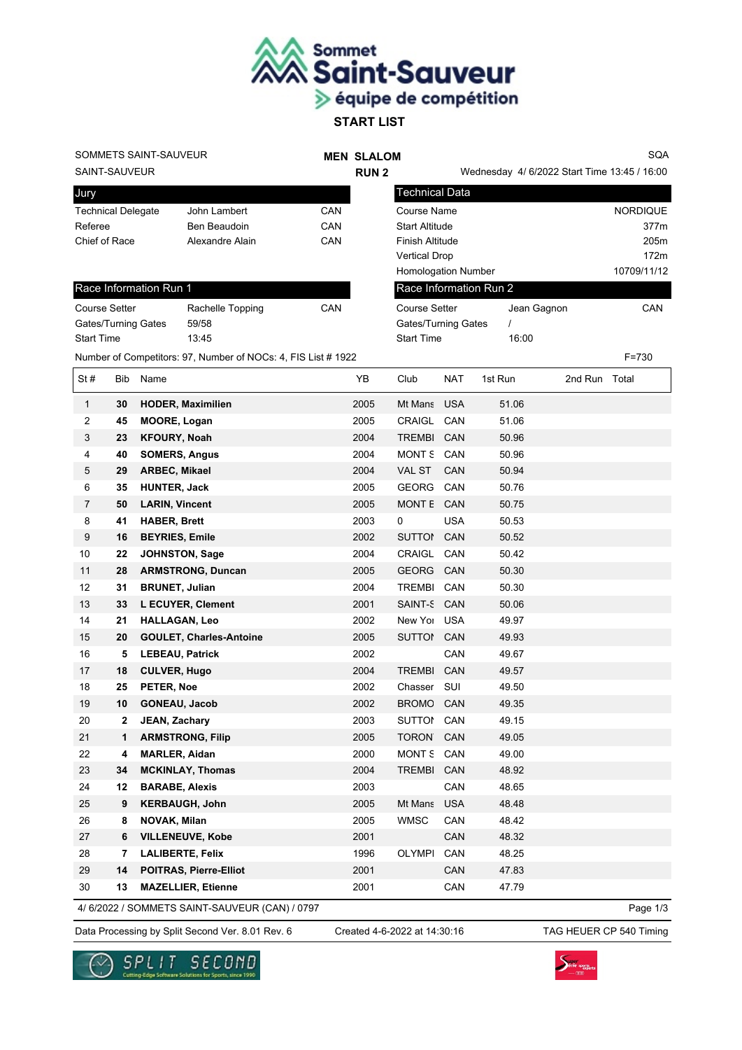# Sommet Saint-Sauveur équipe de compétition

## START LIST

SOMMETS SAINT-SAUVEUR | **MEN SLALOM** | SQA

SAINT-SAUVEUR | **RUN 2** | Wednesday 4/ 6/2022 Start Time 13:45 / 16:00

| Jury | | |
|---|---|---|
| Technical Delegate | John Lambert | CAN |
| Referee | Ben Beaudoin | CAN |
| Chief of Race | Alexandre Alain | CAN |

| Technical Data | |
|---|---|
| Course Name | NORDIQUE |
| Start Altitude | 377m |
| Finish Altitude | 205m |
| Vertical Drop | 172m |
| Homologation Number | 10709/11/12 |

| Race Information Run 1 | | |
|---|---|---|
| Course Setter | Rachelle Topping | CAN |
| Gates/Turning Gates | 59/58 | |
| Start Time | 13:45 | |

| Race Information Run 2 | | |
|---|---|---|
| Course Setter | Jean Gagnon | CAN |
| Gates/Turning Gates | / | |
| Start Time | 16:00 | |

Number of Competitors: 97, Number of NOCs: 4, FIS List # 1922 F=730

| St # | Bib | Name | YB | Club | NAT | 1st Run | 2nd Run | Total |
|---|---|---|---|---|---|---|---|---|
| 1 | **30** | **HODER, Maximilien** | 2005 | Mt Mans | USA | 51.06 | | |
| 2 | **45** | **MOORE, Logan** | 2005 | CRAIGL | CAN | 51.06 | | |
| 3 | **23** | **KFOURY, Noah** | 2004 | TREMBI | CAN | 50.96 | | |
| 4 | **40** | **SOMERS, Angus** | 2004 | MONT S | CAN | 50.96 | | |
| 5 | **29** | **ARBEC, Mikael** | 2004 | VAL ST | CAN | 50.94 | | |
| 6 | **35** | **HUNTER, Jack** | 2005 | GEORG | CAN | 50.76 | | |
| 7 | **50** | **LARIN, Vincent** | 2005 | MONT E | CAN | 50.75 | | |
| 8 | **41** | **HABER, Brett** | 2003 | 0 | USA | 50.53 | | |
| 9 | **16** | **BEYRIES, Emile** | 2002 | SUTTON | CAN | 50.52 | | |
| 10 | **22** | **JOHNSTON, Sage** | 2004 | CRAIGL | CAN | 50.42 | | |
| 11 | **28** | **ARMSTRONG, Duncan** | 2005 | GEORG | CAN | 50.30 | | |
| 12 | **31** | **BRUNET, Julian** | 2004 | TREMBI | CAN | 50.30 | | |
| 13 | **33** | **L ECUYER, Clement** | 2001 | SAINT-S | CAN | 50.06 | | |
| 14 | **21** | **HALLAGAN, Leo** | 2002 | New Yor | USA | 49.97 | | |
| 15 | **20** | **GOULET, Charles-Antoine** | 2005 | SUTTON | CAN | 49.93 | | |
| 16 | **5** | **LEBEAU, Patrick** | 2002 | | CAN | 49.67 | | |
| 17 | **18** | **CULVER, Hugo** | 2004 | TREMBI | CAN | 49.57 | | |
| 18 | **25** | **PETER, Noe** | 2002 | Chasser | SUI | 49.50 | | |
| 19 | **10** | **GONEAU, Jacob** | 2002 | BROMO | CAN | 49.35 | | |
| 20 | **2** | **JEAN, Zachary** | 2003 | SUTTON | CAN | 49.15 | | |
| 21 | **1** | **ARMSTRONG, Filip** | 2005 | TORON | CAN | 49.05 | | |
| 22 | **4** | **MARLER, Aidan** | 2000 | MONT S | CAN | 49.00 | | |
| 23 | **34** | **MCKINLAY, Thomas** | 2004 | TREMBI | CAN | 48.92 | | |
| 24 | **12** | **BARABE, Alexis** | 2003 | | CAN | 48.65 | | |
| 25 | **9** | **KERBAUGH, John** | 2005 | Mt Mans | USA | 48.48 | | |
| 26 | **8** | **NOVAK, Milan** | 2005 | WMSC | CAN | 48.42 | | |
| 27 | **6** | **VILLENEUVE, Kobe** | 2001 | | CAN | 48.32 | | |
| 28 | **7** | **LALIBERTE, Felix** | 1996 | OLYMPI | CAN | 48.25 | | |
| 29 | **14** | **POITRAS, Pierre-Elliot** | 2001 | | CAN | 47.83 | | |
| 30 | **13** | **MAZELLIER, Etienne** | 2001 | | CAN | 47.79 | | |

4/ 6/2022 / SOMMETS SAINT-SAUVEUR (CAN) / 0797

Data Processing by Split Second Ver. 8.01 Rev. 6 | Created 4-6-2022 at 14:30:16 | TAG HEUER CP 540 Timing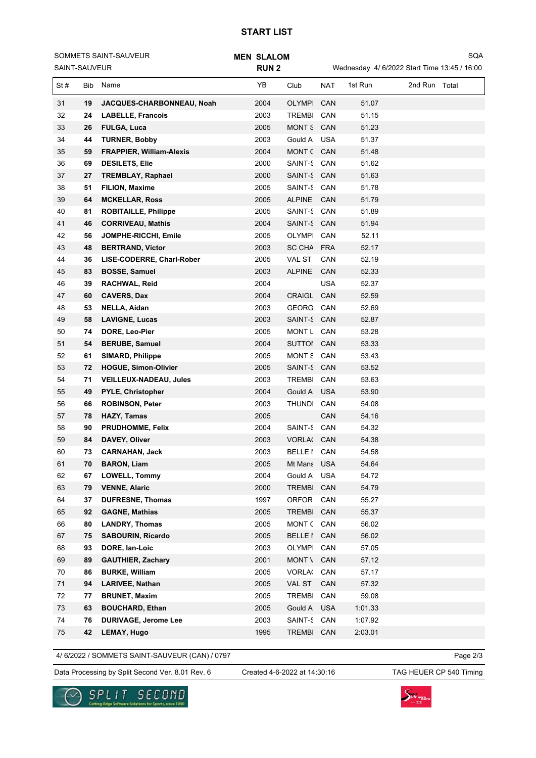# START LIST

SOMMETS SAINT-SAUVEUR
SAINT-SAUVEUR

**MEN SLALOM**
**RUN 2**

SQA
Wednesday 4/ 6/2022 Start Time 13:45 / 16:00

| St # | Bib | Name | YB | Club | NAT | 1st Run | 2nd Run | Total |
|---|---|---|---|---|---|---|---|---|
| 31 | **19** | **JACQUES-CHARBONNEAU, Noah** | 2004 | OLYMPI | CAN | 51.07 | | |
| 32 | **24** | **LABELLE, Francois** | 2003 | TREMBI | CAN | 51.15 | | |
| 33 | **26** | **FULGA, Luca** | 2005 | MONT S | CAN | 51.23 | | |
| 34 | **44** | **TURNER, Bobby** | 2003 | Gould A | USA | 51.37 | | |
| 35 | **59** | **FRAPPIER, William-Alexis** | 2004 | MONT C | CAN | 51.48 | | |
| 36 | **69** | **DESILETS, Elie** | 2000 | SAINT-S | CAN | 51.62 | | |
| 37 | **27** | **TREMBLAY, Raphael** | 2000 | SAINT-S | CAN | 51.63 | | |
| 38 | **51** | **FILION, Maxime** | 2005 | SAINT-S | CAN | 51.78 | | |
| 39 | **64** | **MCKELLAR, Ross** | 2005 | ALPINE | CAN | 51.79 | | |
| 40 | **81** | **ROBITAILLE, Philippe** | 2005 | SAINT-S | CAN | 51.89 | | |
| 41 | **46** | **CORRIVEAU, Mathis** | 2004 | SAINT-S | CAN | 51.94 | | |
| 42 | **56** | **JOMPHE-RICCHI, Emile** | 2005 | OLYMPI | CAN | 52.11 | | |
| 43 | **48** | **BERTRAND, Victor** | 2003 | SC CHA | FRA | 52.17 | | |
| 44 | **36** | **LISE-CODERRE, Charl-Rober** | 2005 | VAL ST | CAN | 52.19 | | |
| 45 | **83** | **BOSSE, Samuel** | 2003 | ALPINE | CAN | 52.33 | | |
| 46 | **39** | **RACHWAL, Reid** | 2004 | | USA | 52.37 | | |
| 47 | **60** | **CAVERS, Dax** | 2004 | CRAIGL | CAN | 52.59 | | |
| 48 | **53** | **NELLA, Aidan** | 2003 | GEORG | CAN | 52.69 | | |
| 49 | **58** | **LAVIGNE, Lucas** | 2003 | SAINT-S | CAN | 52.87 | | |
| 50 | **74** | **DORE, Leo-Pier** | 2005 | MONT L | CAN | 53.28 | | |
| 51 | **54** | **BERUBE, Samuel** | 2004 | SUTTON | CAN | 53.33 | | |
| 52 | **61** | **SIMARD, Philippe** | 2005 | MONT S | CAN | 53.43 | | |
| 53 | **72** | **HOGUE, Simon-Olivier** | 2005 | SAINT-S | CAN | 53.52 | | |
| 54 | **71** | **VEILLEUX-NADEAU, Jules** | 2003 | TREMBI | CAN | 53.63 | | |
| 55 | **49** | **PYLE, Christopher** | 2004 | Gould A | USA | 53.90 | | |
| 56 | **66** | **ROBINSON, Peter** | 2003 | THUNDI | CAN | 54.08 | | |
| 57 | **78** | **HAZY, Tamas** | 2005 | | CAN | 54.16 | | |
| 58 | **90** | **PRUDHOMME, Felix** | 2004 | SAINT-S | CAN | 54.32 | | |
| 59 | **84** | **DAVEY, Oliver** | 2003 | VORLAC | CAN | 54.38 | | |
| 60 | **73** | **CARNAHAN, Jack** | 2003 | BELLE N | CAN | 54.58 | | |
| 61 | **70** | **BARON, Liam** | 2005 | Mt Mans | USA | 54.64 | | |
| 62 | **67** | **LOWELL, Tommy** | 2004 | Gould A | USA | 54.72 | | |
| 63 | **79** | **VENNE, Alaric** | 2000 | TREMBI | CAN | 54.79 | | |
| 64 | **37** | **DUFRESNE, Thomas** | 1997 | ORFOR | CAN | 55.27 | | |
| 65 | **92** | **GAGNE, Mathias** | 2005 | TREMBI | CAN | 55.37 | | |
| 66 | **80** | **LANDRY, Thomas** | 2005 | MONT C | CAN | 56.02 | | |
| 67 | **75** | **SABOURIN, Ricardo** | 2005 | BELLE N | CAN | 56.02 | | |
| 68 | **93** | **DORE, Ian-Loic** | 2003 | OLYMPI | CAN | 57.05 | | |
| 69 | **89** | **GAUTHIER, Zachary** | 2001 | MONT V | CAN | 57.12 | | |
| 70 | **86** | **BURKE, William** | 2005 | VORLAC | CAN | 57.17 | | |
| 71 | **94** | **LARIVEE, Nathan** | 2005 | VAL ST | CAN | 57.32 | | |
| 72 | **77** | **BRUNET, Maxim** | 2005 | TREMBI | CAN | 59.08 | | |
| 73 | **63** | **BOUCHARD, Ethan** | 2005 | Gould A | USA | 1:01.33 | | |
| 74 | **76** | **DURIVAGE, Jerome Lee** | 2003 | SAINT-S | CAN | 1:07.92 | | |
| 75 | **42** | **LEMAY, Hugo** | 1995 | TREMBI | CAN | 2:03.01 | | |

4/ 6/2022 / SOMMETS SAINT-SAUVEUR (CAN) / 0797

Data Processing by Split Second Ver. 8.01 Rev. 6 — Created 4-6-2022 at 14:30:16 — TAG HEUER CP 540 Timing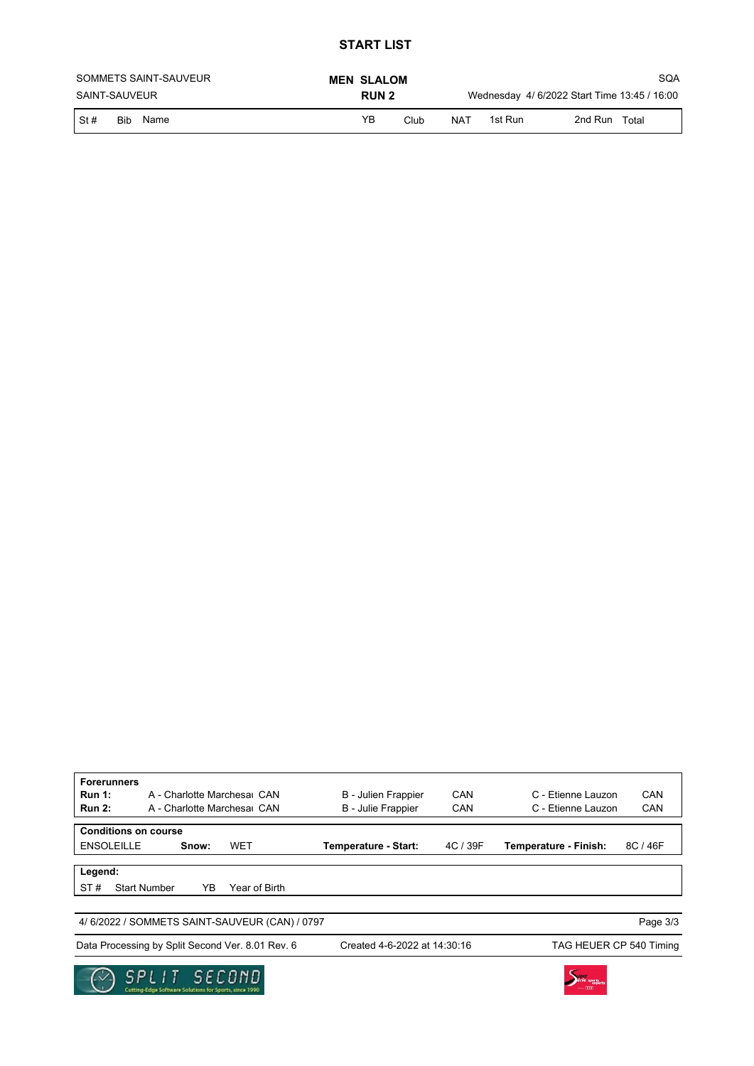# START LIST

SOMMETS SAINT-SAUVEUR
SAINT-SAUVEUR

**MEN SLALOM**
**RUN 2**

SQA
Wednesday 4/ 6/2022 Start Time 13:45 / 16:00

| St # | Bib | Name | YB | Club | NAT | 1st Run | 2nd Run | Total |
|---|---|---|---|---|---|---|---|---|

**Forerunners**

| | | | | | | |
|---|---|---|---|---|---|---|
| **Run 1:** | A - Charlotte Marchesau | CAN | B - Julien Frappier | CAN | C - Etienne Lauzon | CAN |
| **Run 2:** | A - Charlotte Marchesau | CAN | B - Julie Frappier | CAN | C - Etienne Lauzon | CAN |

**Conditions on course**

| | | | | | | |
|---|---|---|---|---|---|---|
| ENSOLEILLE | **Snow:** | WET | **Temperature - Start:** | 4C / 39F | **Temperature - Finish:** | 8C / 46F |

**Legend:**

ST # Start Number YB Year of Birth

4/ 6/2022 / SOMMETS SAINT-SAUVEUR (CAN) / 0797

Data Processing by Split Second Ver. 8.01 Rev. 6 Created 4-6-2022 at 14:30:16 TAG HEUER CP 540 Timing